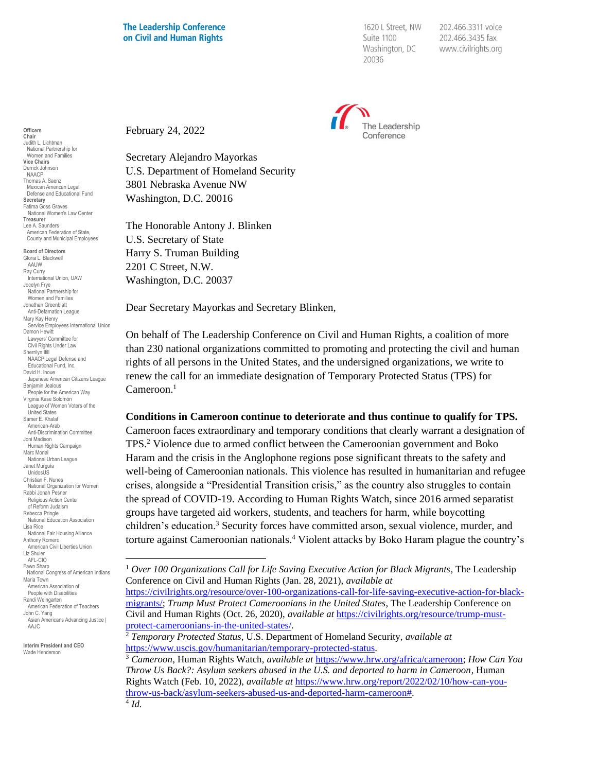The Leadership Conference on Civil and Human Rights

1620 L Street, NW
Suite 1100
Washington, DC
20036

202.466.3311 voice
202.466.3435 fax
www.civilrights.org

**Officers**
**Chair**
Judith L. Lichtman
National Partnership for Women and Families
**Vice Chairs**
Derrick Johnson
NAACP
Thomas A. Saenz
Mexican American Legal Defense and Educational Fund
**Secretary**
Fatima Goss Graves
National Women's Law Center
**Treasurer**
Lee A. Saunders
American Federation of State, County and Municipal Employees

**Board of Directors**
Gloria L. Blackwell
AAUW
Ray Curry
International Union, UAW
Jocelyn Frye
National Partnership for Women and Families
Jonathan Greenblatt
Anti-Defamation League
Mary Kay Henry
Service Employees International Union
Damon Hewitt
Lawyers' Committee for Civil Rights Under Law
Sherrilyn Ifill
NAACP Legal Defense and Educational Fund, Inc.
David H. Inoue
Japanese American Citizens League
Benjamin Jealous
People for the American Way
Virginia Kase Solomón
League of Women Voters of the United States
Samer E. Khalaf
American-Arab Anti-Discrimination Committee
Joni Madison
Human Rights Campaign
Marc Morial
National Urban League
Janet Murguía
UnidosUS
Christian F. Nunes
National Organization for Women
Rabbi Jonah Pesner
Religious Action Center of Reform Judaism
Rebecca Pringle
National Education Association
Lisa Rice
National Fair Housing Alliance
Anthony Romero
American Civil Liberties Union
Liz Shuler
AFL-CIO
Fawn Sharp
National Congress of American Indians
Maria Town
American Association of People with Disabilities
Randi Weingarten
American Federation of Teachers
John C. Yang
Asian Americans Advancing Justice | AAJC

**Interim President and CEO**
Wade Henderson

February 24, 2022

Secretary Alejandro Mayorkas
U.S. Department of Homeland Security
3801 Nebraska Avenue NW
Washington, D.C. 20016

The Honorable Antony J. Blinken
U.S. Secretary of State
Harry S. Truman Building
2201 C Street, N.W.
Washington, D.C. 20037

Dear Secretary Mayorkas and Secretary Blinken,

On behalf of The Leadership Conference on Civil and Human Rights, a coalition of more than 230 national organizations committed to promoting and protecting the civil and human rights of all persons in the United States, and the undersigned organizations, we write to renew the call for an immediate designation of Temporary Protected Status (TPS) for Cameroon.[1]

**Conditions in Cameroon continue to deteriorate and thus continue to qualify for TPS.**
Cameroon faces extraordinary and temporary conditions that clearly warrant a designation of TPS.[2] Violence due to armed conflict between the Cameroonian government and Boko Haram and the crisis in the Anglophone regions pose significant threats to the safety and well-being of Cameroonian nationals. This violence has resulted in humanitarian and refugee crises, alongside a "Presidential Transition crisis," as the country also struggles to contain the spread of COVID-19. According to Human Rights Watch, since 2016 armed separatist groups have targeted aid workers, students, and teachers for harm, while boycotting children's education.[3] Security forces have committed arson, sexual violence, murder, and torture against Cameroonian nationals.[4] Violent attacks by Boko Haram plague the country's

---

[1] *Over 100 Organizations Call for Life Saving Executive Action for Black Migrants*, The Leadership Conference on Civil and Human Rights (Jan. 28, 2021), *available at* https://civilrights.org/resource/over-100-organizations-call-for-life-saving-executive-action-for-black-migrants/; *Trump Must Protect Cameroonians in the United States*, The Leadership Conference on Civil and Human Rights (Oct. 26, 2020), *available at* https://civilrights.org/resource/trump-must-protect-cameroonians-in-the-united-states/.

[2] *Temporary Protected Status*, U.S. Department of Homeland Security, *available at* https://www.uscis.gov/humanitarian/temporary-protected-status.

[3] *Cameroon*, Human Rights Watch, *available at* https://www.hrw.org/africa/cameroon; *How Can You Throw Us Back?: Asylum seekers abused in the U.S. and deported to harm in Cameroon*, Human Rights Watch (Feb. 10, 2022), *available at* https://www.hrw.org/report/2022/02/10/how-can-you-throw-us-back/asylum-seekers-abused-us-and-deported-harm-cameroon#.

[4] *Id.*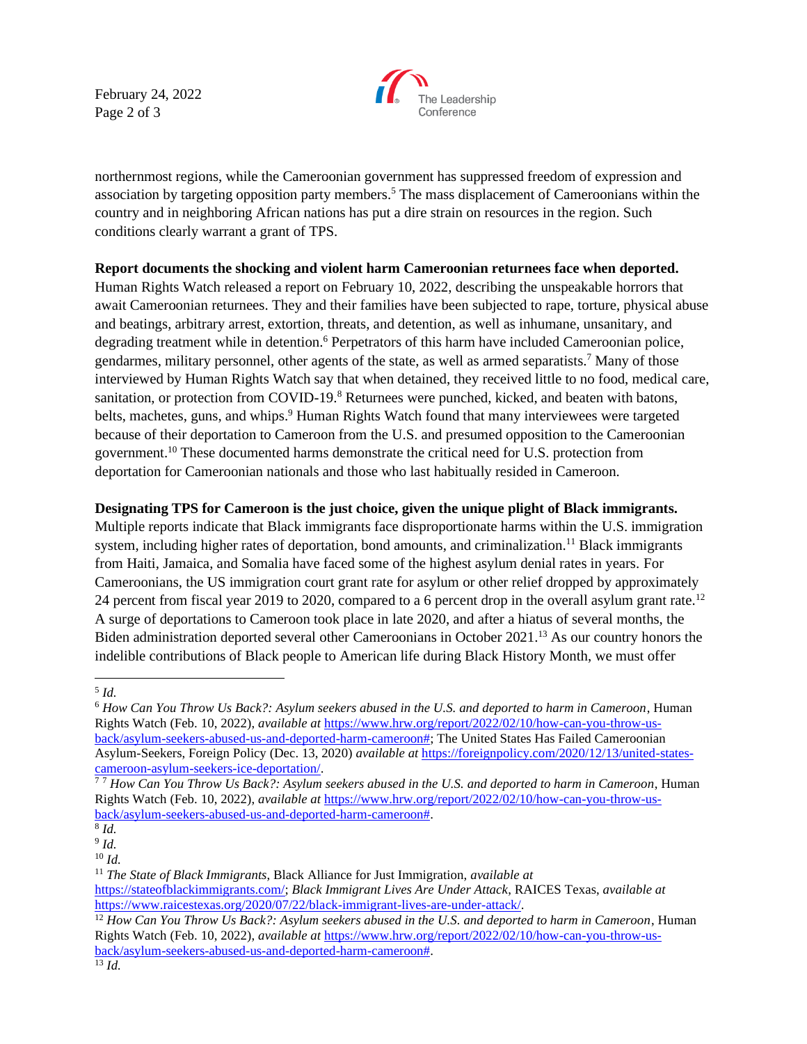northernmost regions, while the Cameroonian government has suppressed freedom of expression and association by targeting opposition party members.[5] The mass displacement of Cameroonians within the country and in neighboring African nations has put a dire strain on resources in the region. Such conditions clearly warrant a grant of TPS.

**Report documents the shocking and violent harm Cameroonian returnees face when deported.** Human Rights Watch released a report on February 10, 2022, describing the unspeakable horrors that await Cameroonian returnees. They and their families have been subjected to rape, torture, physical abuse and beatings, arbitrary arrest, extortion, threats, and detention, as well as inhumane, unsanitary, and degrading treatment while in detention.[6] Perpetrators of this harm have included Cameroonian police, gendarmes, military personnel, other agents of the state, as well as armed separatists.[7] Many of those interviewed by Human Rights Watch say that when detained, they received little to no food, medical care, sanitation, or protection from COVID-19.[8] Returnees were punched, kicked, and beaten with batons, belts, machetes, guns, and whips.[9] Human Rights Watch found that many interviewees were targeted because of their deportation to Cameroon from the U.S. and presumed opposition to the Cameroonian government.[10] These documented harms demonstrate the critical need for U.S. protection from deportation for Cameroonian nationals and those who last habitually resided in Cameroon.

**Designating TPS for Cameroon is the just choice, given the unique plight of Black immigrants.** Multiple reports indicate that Black immigrants face disproportionate harms within the U.S. immigration system, including higher rates of deportation, bond amounts, and criminalization.[11] Black immigrants from Haiti, Jamaica, and Somalia have faced some of the highest asylum denial rates in years. For Cameroonians, the US immigration court grant rate for asylum or other relief dropped by approximately 24 percent from fiscal year 2019 to 2020, compared to a 6 percent drop in the overall asylum grant rate.[12] A surge of deportations to Cameroon took place in late 2020, and after a hiatus of several months, the Biden administration deported several other Cameroonians in October 2021.[13] As our country honors the indelible contributions of Black people to American life during Black History Month, we must offer

---

[5] *Id.*

[6] *How Can You Throw Us Back?: Asylum seekers abused in the U.S. and deported to harm in Cameroon*, Human Rights Watch (Feb. 10, 2022), *available at* https://www.hrw.org/report/2022/02/10/how-can-you-throw-us-back/asylum-seekers-abused-us-and-deported-harm-cameroon#; The United States Has Failed Cameroonian Asylum-Seekers, Foreign Policy (Dec. 13, 2020) *available at* https://foreignpolicy.com/2020/12/13/united-states-cameroon-asylum-seekers-ice-deportation/.

[7] [7] *How Can You Throw Us Back?: Asylum seekers abused in the U.S. and deported to harm in Cameroon*, Human Rights Watch (Feb. 10, 2022), *available at* https://www.hrw.org/report/2022/02/10/how-can-you-throw-us-back/asylum-seekers-abused-us-and-deported-harm-cameroon#.

[8] *Id.*

[9] *Id.*

[10] *Id.*

[11] *The State of Black Immigrants*, Black Alliance for Just Immigration, *available at* https://stateofblackimmigrants.com/; *Black Immigrant Lives Are Under Attack*, RAICES Texas, *available at* https://www.raicestexas.org/2020/07/22/black-immigrant-lives-are-under-attack/.

[12] *How Can You Throw Us Back?: Asylum seekers abused in the U.S. and deported to harm in Cameroon*, Human Rights Watch (Feb. 10, 2022), *available at* https://www.hrw.org/report/2022/02/10/how-can-you-throw-us-back/asylum-seekers-abused-us-and-deported-harm-cameroon#.

[13] *Id.*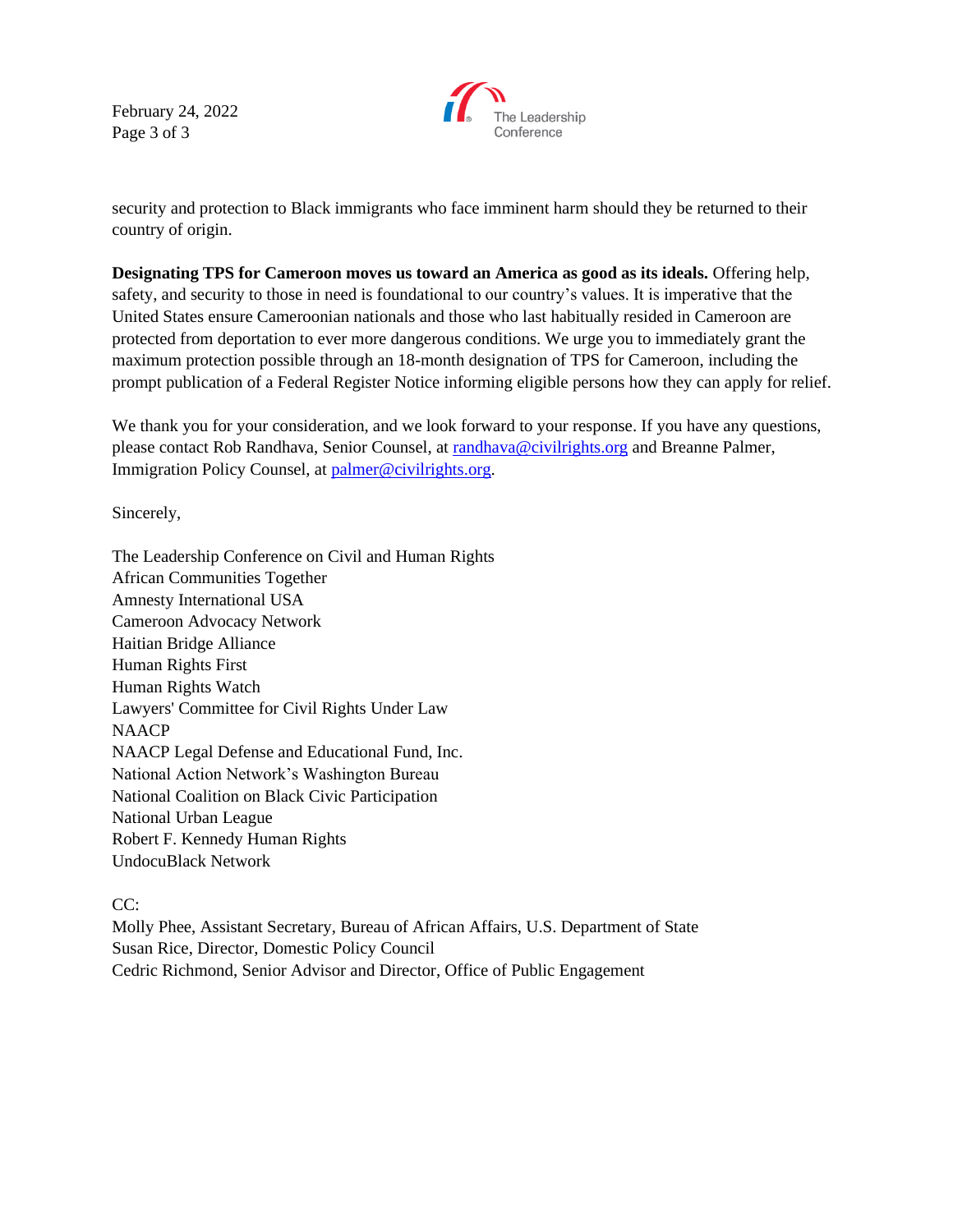security and protection to Black immigrants who face imminent harm should they be returned to their country of origin.

**Designating TPS for Cameroon moves us toward an America as good as its ideals.** Offering help, safety, and security to those in need is foundational to our country's values. It is imperative that the United States ensure Cameroonian nationals and those who last habitually resided in Cameroon are protected from deportation to ever more dangerous conditions. We urge you to immediately grant the maximum protection possible through an 18-month designation of TPS for Cameroon, including the prompt publication of a Federal Register Notice informing eligible persons how they can apply for relief.

We thank you for your consideration, and we look forward to your response. If you have any questions, please contact Rob Randhava, Senior Counsel, at randhava@civilrights.org and Breanne Palmer, Immigration Policy Counsel, at palmer@civilrights.org.

Sincerely,

The Leadership Conference on Civil and Human Rights
African Communities Together
Amnesty International USA
Cameroon Advocacy Network
Haitian Bridge Alliance
Human Rights First
Human Rights Watch
Lawyers' Committee for Civil Rights Under Law
NAACP
NAACP Legal Defense and Educational Fund, Inc.
National Action Network's Washington Bureau
National Coalition on Black Civic Participation
National Urban League
Robert F. Kennedy Human Rights
UndocuBlack Network

CC:
Molly Phee, Assistant Secretary, Bureau of African Affairs, U.S. Department of State
Susan Rice, Director, Domestic Policy Council
Cedric Richmond, Senior Advisor and Director, Office of Public Engagement